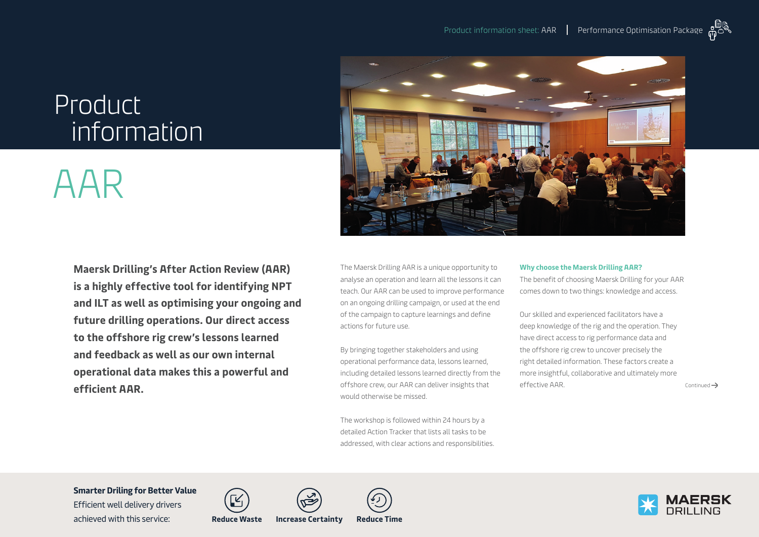# Product information

# AAR

**Maersk Drilling's After Action Review (AAR) is a highly effective tool for identifying NPT and ILT as well as optimising your ongoing and future drilling operations. Our direct access to the offshore rig crew's lessons learned and feedback as well as our own internal operational data makes this a powerful and efficient AAR.**

The Maersk Drilling AAR is a unique opportunity to analyse an operation and learn all the lessons it can teach. Our AAR can be used to improve performance on an ongoing drilling campaign, or used at the end of the campaign to capture learnings and define actions for future use.

By bringing together stakeholders and using operational performance data, lessons learned, including detailed lessons learned directly from the offshore crew, our AAR can deliver insights that would otherwise be missed.

The workshop is followed within 24 hours by a detailed Action Tracker that lists all tasks to be addressed, with clear actions and responsibilities.

**Why choose the Maersk Drilling AAR?**

The benefit of choosing Maersk Drilling for your AAR comes down to two things: knowledge and access.

Our skilled and experienced facilitators have a deep knowledge of the rig and the operation. They have direct access to rig performance data and the offshore rig crew to uncover precisely the right detailed information. These factors create a more insightful, collaborative and ultimately more effective AAR.

Continued →

**Smarter Driling for Better Value**

Efficient well delivery drivers achieved with this service:

**Reduce Waste** | **Increase Certainty** | **Reduce Time**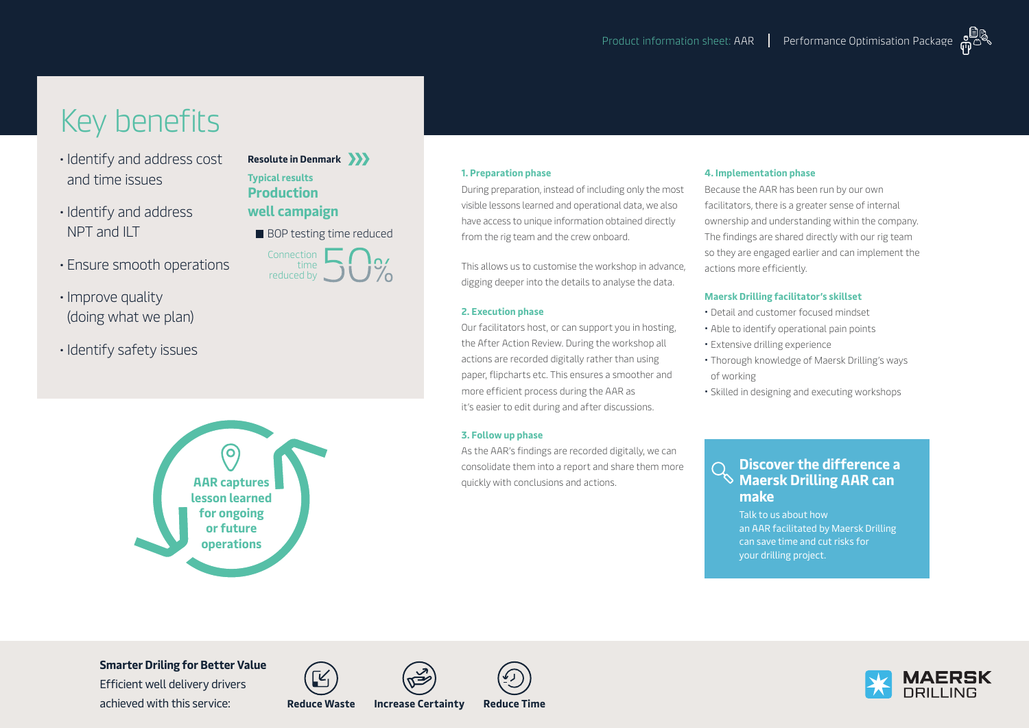# Key benefits

- Identify and address cost and time issues
- Identify and address NPT and ILT
- Ensure smooth operations
- Improve quality (doing what we plan)
- Identify safety issues

**Resolute in Denmark**

**Typical results**

**Production well campaign**

- BOP testing time reduced

Connection time reduced by 50%

AAR captures lesson learned for ongoing or future operations

**1. Preparation phase**

During preparation, instead of including only the most visible lessons learned and operational data, we also have access to unique information obtained directly from the rig team and the crew onboard.

This allows us to customise the workshop in advance, digging deeper into the details to analyse the data.

**2. Execution phase**

Our facilitators host, or can support you in hosting, the After Action Review. During the workshop all actions are recorded digitally rather than using paper, flipcharts etc. This ensures a smoother and more efficient process during the AAR as it's easier to edit during and after discussions.

**3. Follow up phase**

As the AAR's findings are recorded digitally, we can consolidate them into a report and share them more quickly with conclusions and actions.

**4. Implementation phase**

Because the AAR has been run by our own facilitators, there is a greater sense of internal ownership and understanding within the company. The findings are shared directly with our rig team so they are engaged earlier and can implement the actions more efficiently.

**Maersk Drilling facilitator's skillset**

- Detail and customer focused mindset
- Able to identify operational pain points
- Extensive drilling experience
- Thorough knowledge of Maersk Drilling's ways of working
- Skilled in designing and executing workshops

**Discover the difference a Maersk Drilling AAR can make**

Talk to us about how an AAR facilitated by Maersk Drilling can save time and cut risks for your drilling project.

**Smarter Driling for Better Value**

Efficient well delivery drivers achieved with this service:

**Reduce Waste** **Increase Certainty** **Reduce Time**